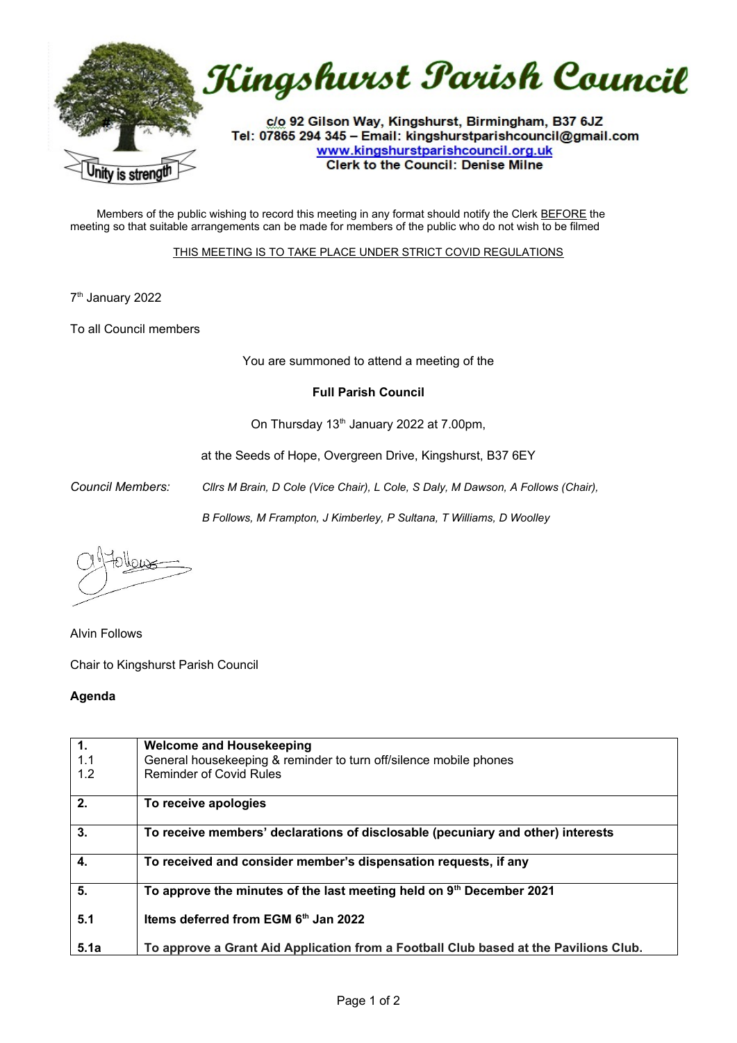# Kingshurst Parish Council

c/o 92 Gilson Way, Kingshurst, Birmingham, B37 6JZ
Tel: 07865 294 345 – Email: kingshurstparishcouncil@gmail.com
www.kingshurstparishcouncil.org.uk
Clerk to the Council: Denise Milne

Unity is strength

Members of the public wishing to record this meeting in any format should notify the Clerk BEFORE the meeting so that suitable arrangements can be made for members of the public who do not wish to be filmed

THIS MEETING IS TO TAKE PLACE UNDER STRICT COVID REGULATIONS

7th January 2022

To all Council members

You are summoned to attend a meeting of the

**Full Parish Council**

On Thursday 13th January 2022 at 7.00pm,

at the Seeds of Hope, Overgreen Drive, Kingshurst, B37 6EY

*Council Members:* *Cllrs M Brain, D Cole (Vice Chair), L Cole, S Daly, M Dawson, A Follows (Chair), B Follows, M Frampton, J Kimberley, P Sultana, T Williams, D Woolley*

Alvin Follows

Chair to Kingshurst Parish Council

**Agenda**

| | |
|---|---|
| **1.**<br>1.1<br>1.2 | **Welcome and Housekeeping**<br>General housekeeping & reminder to turn off/silence mobile phones<br>Reminder of Covid Rules |
| **2.** | **To receive apologies** |
| **3.** | **To receive members' declarations of disclosable (pecuniary and other) interests** |
| **4.** | **To received and consider member's dispensation requests, if any** |
| **5.**<br><br>**5.1**<br><br>**5.1a** | **To approve the minutes of the last meeting held on 9th December 2021**<br><br>**Items deferred from EGM 6th Jan 2022**<br><br>**To approve a Grant Aid Application from a Football Club based at the Pavilions Club.** |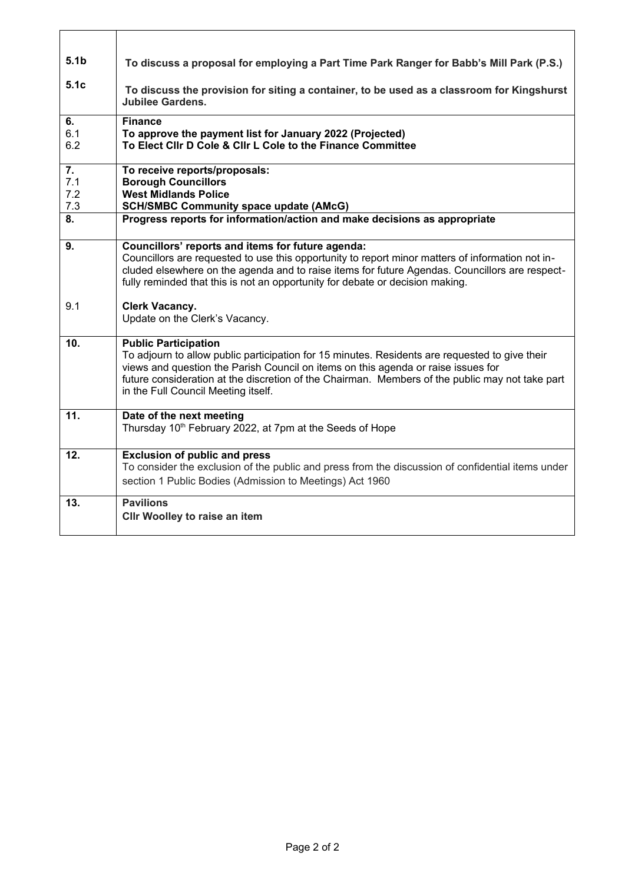| | |
|---|---|
| **5.1b** | **To discuss a proposal for employing a Part Time Park Ranger for Babb's Mill Park (P.S.)** |
| **5.1c** | **To discuss the provision for siting a container, to be used as a classroom for Kingshurst Jubilee Gardens.** |
| **6.**<br>6.1<br>6.2 | **Finance**<br>**To approve the payment list for January 2022 (Projected)**<br>**To Elect Cllr D Cole & Cllr L Cole to the Finance Committee** |
| **7.**<br>7.1<br>7.2<br>7.3 | **To receive reports/proposals:**<br>**Borough Councillors**<br>**West Midlands Police**<br>**SCH/SMBC Community space update (AMcG)** |
| **8.** | **Progress reports for information/action and make decisions as appropriate** |
| **9.**<br><br><br><br>9.1 | **Councillors' reports and items for future agenda:**<br>Councillors are requested to use this opportunity to report minor matters of information not included elsewhere on the agenda and to raise items for future Agendas. Councillors are respectfully reminded that this is not an opportunity for debate or decision making.<br><br>**Clerk Vacancy.**<br>Update on the Clerk's Vacancy. |
| **10.** | **Public Participation**<br>To adjourn to allow public participation for 15 minutes. Residents are requested to give their views and question the Parish Council on items on this agenda or raise issues for future consideration at the discretion of the Chairman. Members of the public may not take part in the Full Council Meeting itself. |
| **11.** | **Date of the next meeting**<br>Thursday 10th February 2022, at 7pm at the Seeds of Hope |
| **12.** | **Exclusion of public and press**<br>To consider the exclusion of the public and press from the discussion of confidential items under section 1 Public Bodies (Admission to Meetings) Act 1960 |
| **13.** | **Pavilions**<br>**Cllr Woolley to raise an item** |